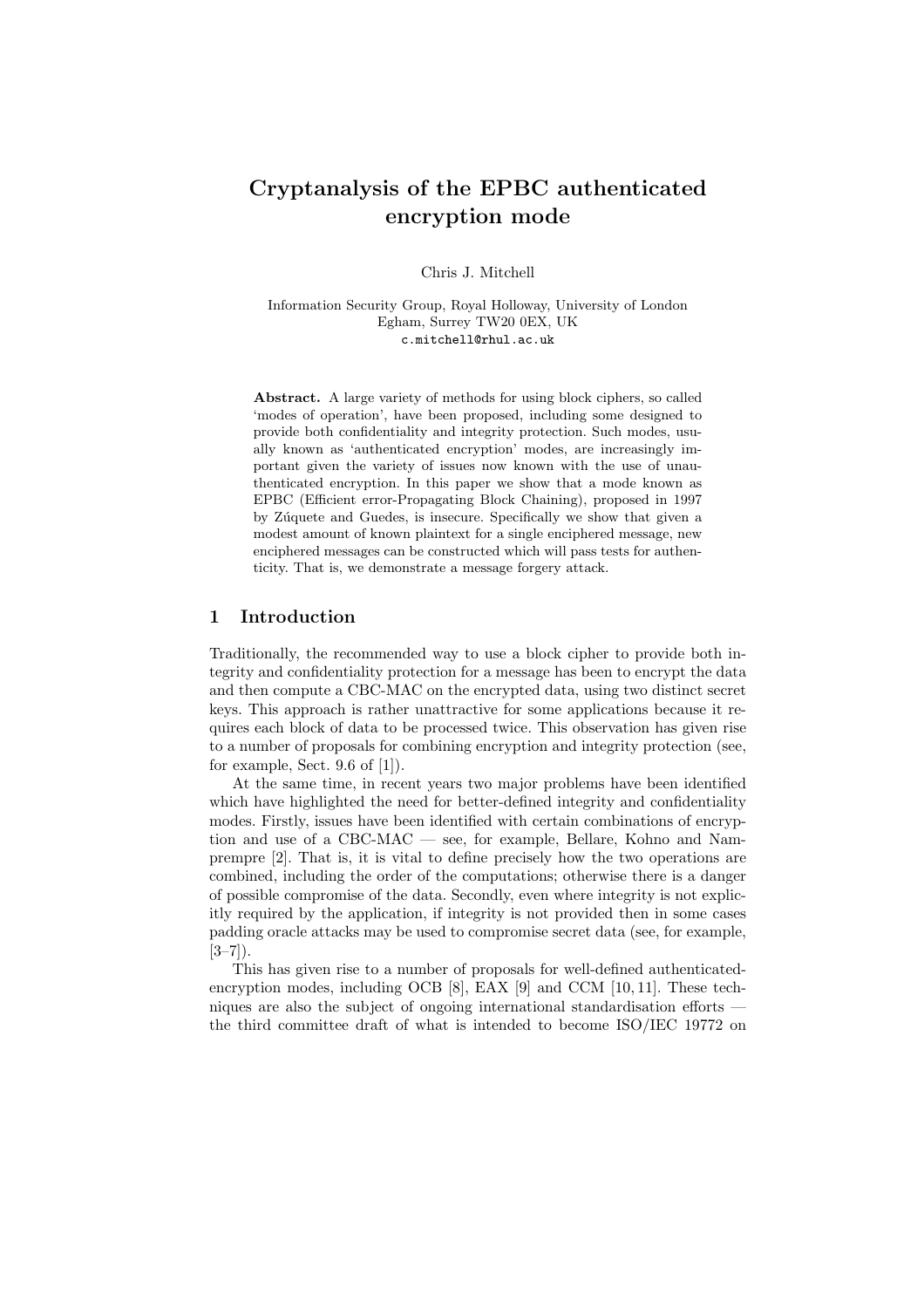# Cryptanalysis of the EPBC authenticated encryption mode

Chris J. Mitchell

Information Security Group, Royal Holloway, University of London
Egham, Surrey TW20 0EX, UK
c.mitchell@rhul.ac.uk

**Abstract.** A large variety of methods for using block ciphers, so called 'modes of operation', have been proposed, including some designed to provide both confidentiality and integrity protection. Such modes, usually known as 'authenticated encryption' modes, are increasingly important given the variety of issues now known with the use of unauthenticated encryption. In this paper we show that a mode known as EPBC (Efficient error-Propagating Block Chaining), proposed in 1997 by Zúquete and Guedes, is insecure. Specifically we show that given a modest amount of known plaintext for a single enciphered message, new enciphered messages can be constructed which will pass tests for authenticity. That is, we demonstrate a message forgery attack.

## 1 Introduction

Traditionally, the recommended way to use a block cipher to provide both integrity and confidentiality protection for a message has been to encrypt the data and then compute a CBC-MAC on the encrypted data, using two distinct secret keys. This approach is rather unattractive for some applications because it requires each block of data to be processed twice. This observation has given rise to a number of proposals for combining encryption and integrity protection (see, for example, Sect. 9.6 of [1]).

At the same time, in recent years two major problems have been identified which have highlighted the need for better-defined integrity and confidentiality modes. Firstly, issues have been identified with certain combinations of encryption and use of a CBC-MAC — see, for example, Bellare, Kohno and Namprempre [2]. That is, it is vital to define precisely how the two operations are combined, including the order of the computations; otherwise there is a danger of possible compromise of the data. Secondly, even where integrity is not explicitly required by the application, if integrity is not provided then in some cases padding oracle attacks may be used to compromise secret data (see, for example, [3–7]).

This has given rise to a number of proposals for well-defined authenticated-encryption modes, including OCB [8], EAX [9] and CCM [10, 11]. These techniques are also the subject of ongoing international standardisation efforts — the third committee draft of what is intended to become ISO/IEC 19772 on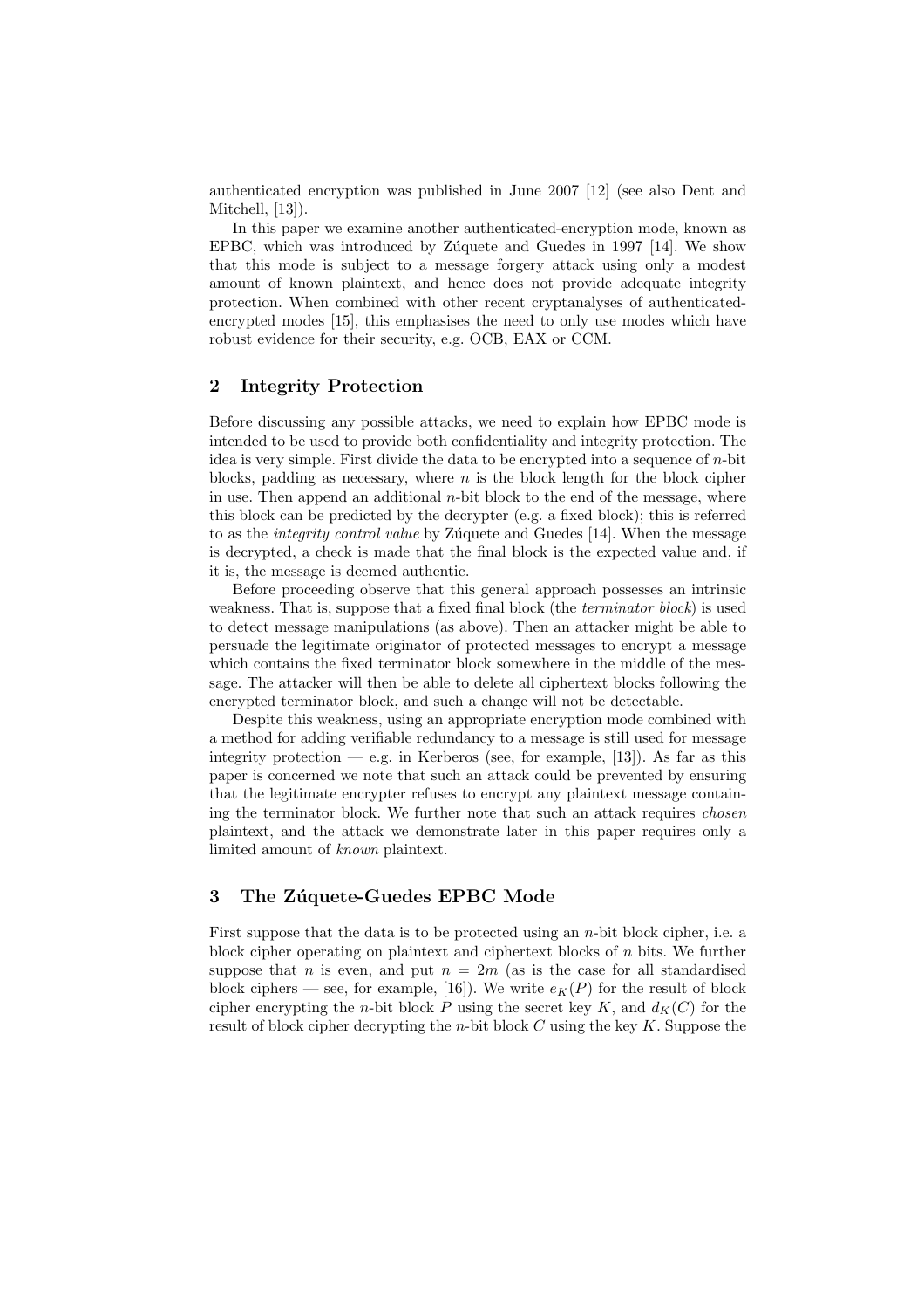authenticated encryption was published in June 2007 [12] (see also Dent and Mitchell, [13]).

In this paper we examine another authenticated-encryption mode, known as EPBC, which was introduced by Zúquete and Guedes in 1997 [14]. We show that this mode is subject to a message forgery attack using only a modest amount of known plaintext, and hence does not provide adequate integrity protection. When combined with other recent cryptanalyses of authenticated-encrypted modes [15], this emphasises the need to only use modes which have robust evidence for their security, e.g. OCB, EAX or CCM.

## 2 Integrity Protection

Before discussing any possible attacks, we need to explain how EPBC mode is intended to be used to provide both confidentiality and integrity protection. The idea is very simple. First divide the data to be encrypted into a sequence of $n$-bit blocks, padding as necessary, where $n$ is the block length for the block cipher in use. Then append an additional $n$-bit block to the end of the message, where this block can be predicted by the decrypter (e.g. a fixed block); this is referred to as the *integrity control value* by Zúquete and Guedes [14]. When the message is decrypted, a check is made that the final block is the expected value and, if it is, the message is deemed authentic.

Before proceeding observe that this general approach possesses an intrinsic weakness. That is, suppose that a fixed final block (the *terminator block*) is used to detect message manipulations (as above). Then an attacker might be able to persuade the legitimate originator of protected messages to encrypt a message which contains the fixed terminator block somewhere in the middle of the message. The attacker will then be able to delete all ciphertext blocks following the encrypted terminator block, and such a change will not be detectable.

Despite this weakness, using an appropriate encryption mode combined with a method for adding verifiable redundancy to a message is still used for message integrity protection — e.g. in Kerberos (see, for example, [13]). As far as this paper is concerned we note that such an attack could be prevented by ensuring that the legitimate encrypter refuses to encrypt any plaintext message containing the terminator block. We further note that such an attack requires *chosen* plaintext, and the attack we demonstrate later in this paper requires only a limited amount of *known* plaintext.

## 3 The Zúquete-Guedes EPBC Mode

First suppose that the data is to be protected using an $n$-bit block cipher, i.e. a block cipher operating on plaintext and ciphertext blocks of $n$ bits. We further suppose that $n$ is even, and put $n = 2m$ (as is the case for all standardised block ciphers — see, for example, [16]). We write $e_K(P)$ for the result of block cipher encrypting the $n$-bit block $P$ using the secret key $K$, and $d_K(C)$ for the result of block cipher decrypting the $n$-bit block $C$ using the key $K$. Suppose the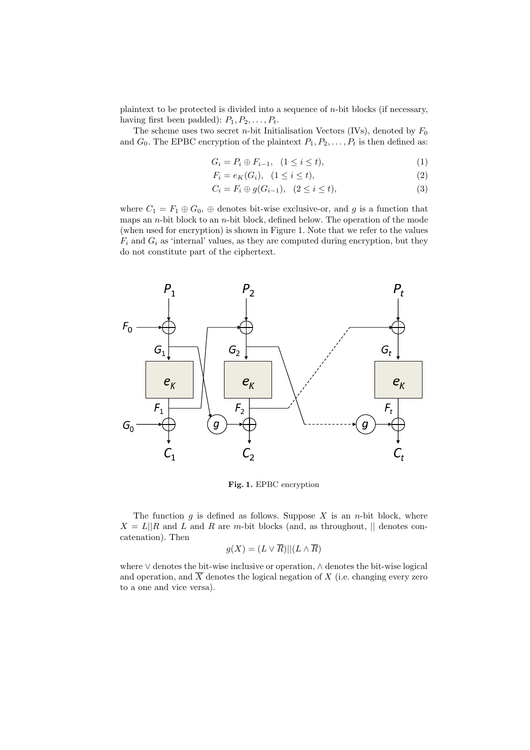plaintext to be protected is divided into a sequence of $n$-bit blocks (if necessary, having first been padded): $P_1, P_2, \ldots, P_t$.

The scheme uses two secret $n$-bit Initialisation Vectors (IVs), denoted by $F_0$ and $G_0$. The EPBC encryption of the plaintext $P_1, P_2, \ldots, P_t$ is then defined as:

$$G_i = P_i \oplus F_{i-1}, \quad (1 \le i \le t), \tag{1}$$

$$F_i = e_K(G_i), \quad (1 \le i \le t), \tag{2}$$

$$C_i = F_i \oplus g(G_{i-1}), \quad (2 \le i \le t), \tag{3}$$

where $C_1 = F_1 \oplus G_0$, $\oplus$ denotes bit-wise exclusive-or, and $g$ is a function that maps an $n$-bit block to an $n$-bit block, defined below. The operation of the mode (when used for encryption) is shown in Figure 1. Note that we refer to the values $F_i$ and $G_i$ as 'internal' values, as they are computed during encryption, but they do not constitute part of the ciphertext.

**Fig. 1.** EPBC encryption

The function $g$ is defined as follows. Suppose $X$ is an $n$-bit block, where $X = L||R$ and $L$ and $R$ are $m$-bit blocks (and, as throughout, $||$ denotes concatenation). Then

$$g(X) = (L \vee \overline{R})||(L \wedge \overline{R})$$

where $\vee$ denotes the bit-wise inclusive or operation, $\wedge$ denotes the bit-wise logical and operation, and $\overline{X}$ denotes the logical negation of $X$ (i.e. changing every zero to a one and vice versa).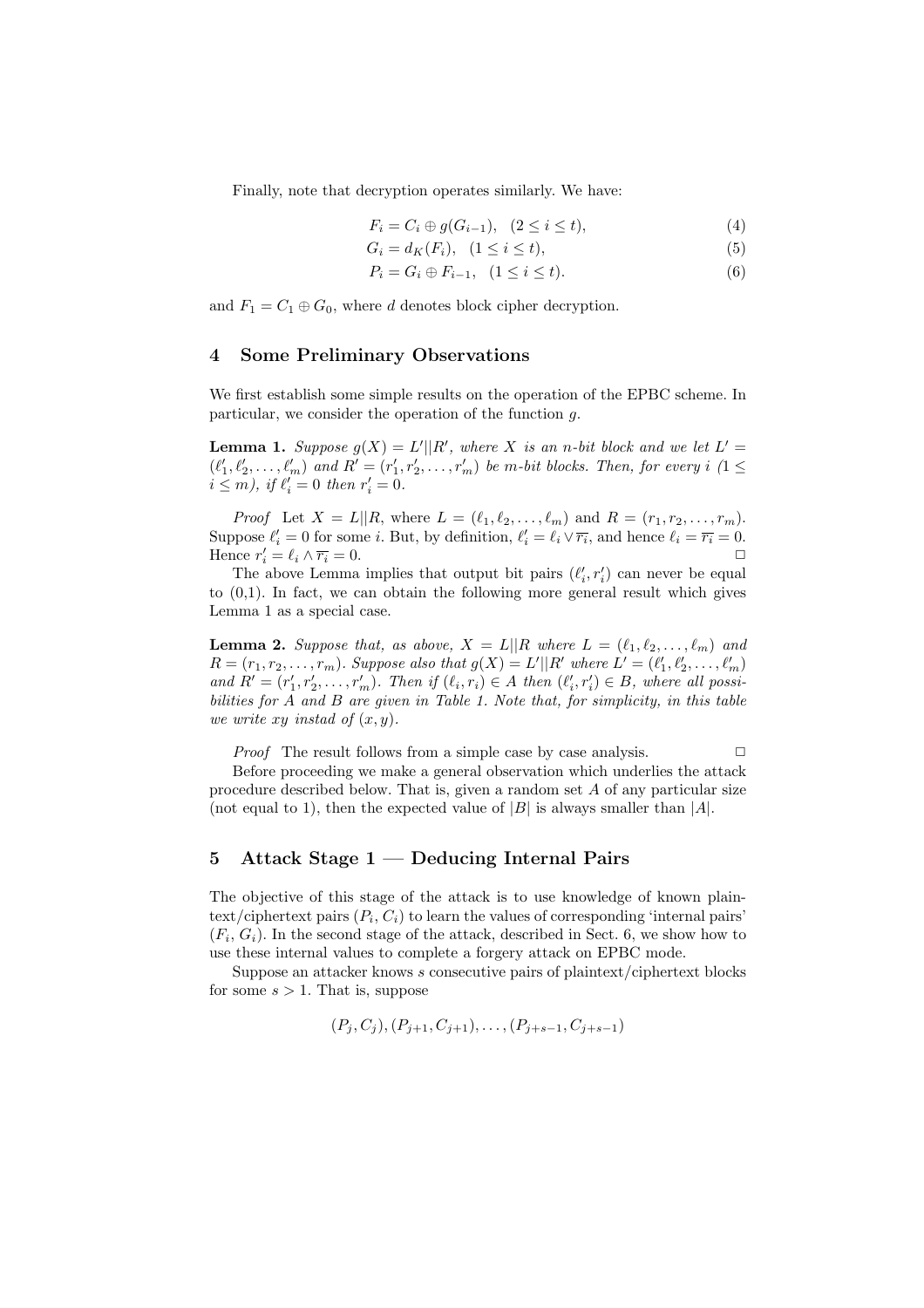Finally, note that decryption operates similarly. We have:

$$F_i = C_i \oplus g(G_{i-1}), \quad (2 \le i \le t), \tag{4}$$

$$G_i = d_K(F_i), \quad (1 \le i \le t), \tag{5}$$

$$P_i = G_i \oplus F_{i-1}, \quad (1 \le i \le t). \tag{6}$$

and $F_1 = C_1 \oplus G_0$, where $d$ denotes block cipher decryption.

## 4 Some Preliminary Observations

We first establish some simple results on the operation of the EPBC scheme. In particular, we consider the operation of the function $g$.

**Lemma 1.** *Suppose $g(X) = L'||R'$, where $X$ is an $n$-bit block and we let $L' = (\ell'_1, \ell'_2, \ldots, \ell'_m)$ and $R' = (r'_1, r'_2, \ldots, r'_m)$ be $m$-bit blocks. Then, for every $i$ ($1 \le i \le m$), if $\ell'_i = 0$ then $r'_i = 0$.*

*Proof* Let $X = L||R$, where $L = (\ell_1, \ell_2, \ldots, \ell_m)$ and $R = (r_1, r_2, \ldots, r_m)$. Suppose $\ell'_i = 0$ for some $i$. But, by definition, $\ell'_i = \ell_i \vee \overline{r_i}$, and hence $\ell_i = \overline{r_i} = 0$. Hence $r'_i = \ell_i \wedge \overline{r_i} = 0$. □

The above Lemma implies that output bit pairs $(\ell'_i, r'_i)$ can never be equal to (0,1). In fact, we can obtain the following more general result which gives Lemma 1 as a special case.

**Lemma 2.** *Suppose that, as above, $X = L||R$ where $L = (\ell_1, \ell_2, \ldots, \ell_m)$ and $R = (r_1, r_2, \ldots, r_m)$. Suppose also that $g(X) = L'||R'$ where $L' = (\ell'_1, \ell'_2, \ldots, \ell'_m)$ and $R' = (r'_1, r'_2, \ldots, r'_m)$. Then if $(\ell_i, r_i) \in A$ then $(\ell'_i, r'_i) \in B$, where all possibilities for $A$ and $B$ are given in Table 1. Note that, for simplicity, in this table we write $xy$ instead of $(x, y)$.*

*Proof* The result follows from a simple case by case analysis. □

Before proceeding we make a general observation which underlies the attack procedure described below. That is, given a random set $A$ of any particular size (not equal to 1), then the expected value of $|B|$ is always smaller than $|A|$.

## 5 Attack Stage 1 — Deducing Internal Pairs

The objective of this stage of the attack is to use knowledge of known plaintext/ciphertext pairs $(P_i, C_i)$ to learn the values of corresponding 'internal pairs' $(F_i, G_i)$. In the second stage of the attack, described in Sect. 6, we show how to use these internal values to complete a forgery attack on EPBC mode.

Suppose an attacker knows $s$ consecutive pairs of plaintext/ciphertext blocks for some $s > 1$. That is, suppose

$$(P_j, C_j), (P_{j+1}, C_{j+1}), \ldots, (P_{j+s-1}, C_{j+s-1})$$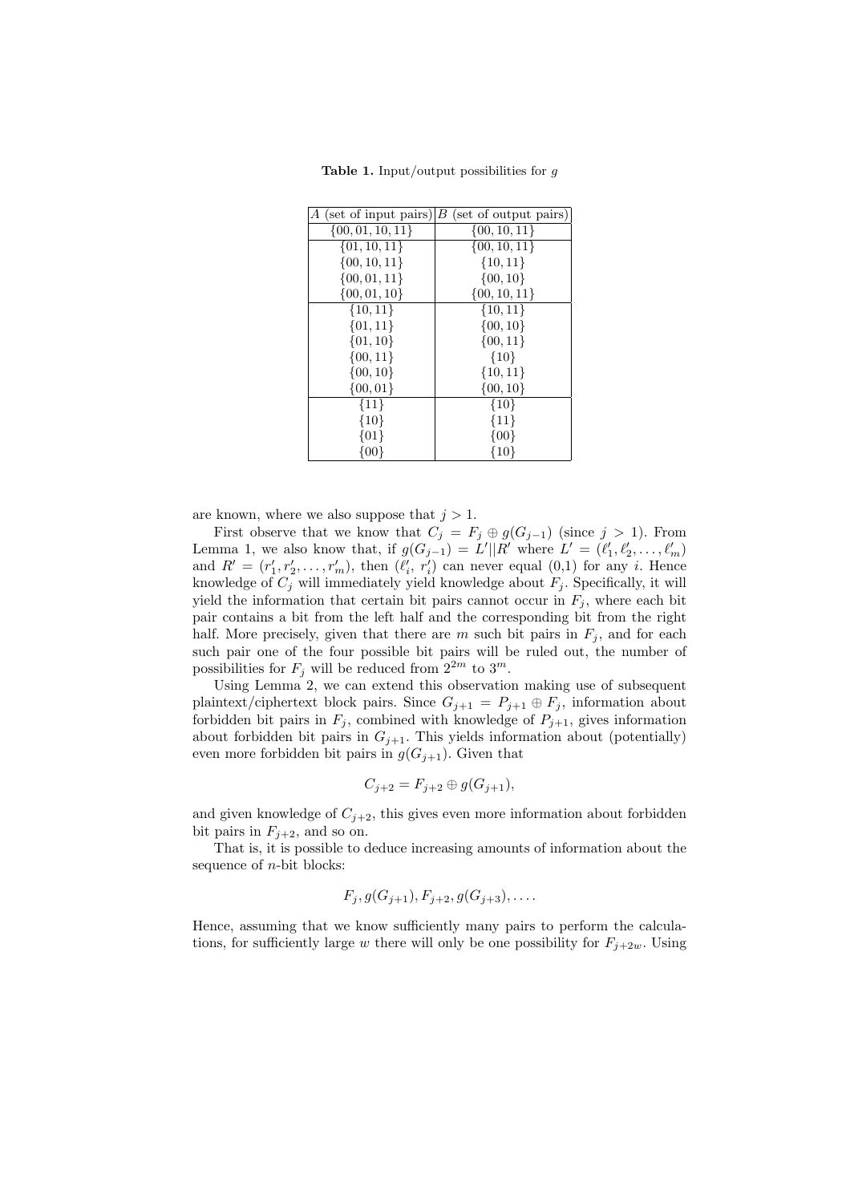**Table 1.** Input/output possibilities for $g$

| $A$ (set of input pairs) | $B$ (set of output pairs) |
|---|---|
| $\{00, 01, 10, 11\}$ | $\{00, 10, 11\}$ |
| $\{01, 10, 11\}$ | $\{00, 10, 11\}$ |
| $\{00, 10, 11\}$ | $\{10, 11\}$ |
| $\{00, 01, 11\}$ | $\{00, 10\}$ |
| $\{00, 01, 10\}$ | $\{00, 10, 11\}$ |
| $\{10, 11\}$ | $\{10, 11\}$ |
| $\{01, 11\}$ | $\{00, 10\}$ |
| $\{01, 10\}$ | $\{00, 11\}$ |
| $\{00, 11\}$ | $\{10\}$ |
| $\{00, 10\}$ | $\{10, 11\}$ |
| $\{00, 01\}$ | $\{00, 10\}$ |
| $\{11\}$ | $\{10\}$ |
| $\{10\}$ | $\{11\}$ |
| $\{01\}$ | $\{00\}$ |
| $\{00\}$ | $\{10\}$ |

are known, where we also suppose that $j > 1$.

First observe that we know that $C_j = F_j \oplus g(G_{j-1})$ (since $j > 1$). From Lemma 1, we also know that, if $g(G_{j-1}) = L'||R'$ where $L' = (\ell'_1, \ell'_2, \ldots, \ell'_m)$ and $R' = (r'_1, r'_2, \ldots, r'_m)$, then $(\ell'_i, r'_i)$ can never equal (0,1) for any $i$. Hence knowledge of $C_j$ will immediately yield knowledge about $F_j$. Specifically, it will yield the information that certain bit pairs cannot occur in $F_j$, where each bit pair contains a bit from the left half and the corresponding bit from the right half. More precisely, given that there are $m$ such bit pairs in $F_j$, and for each such pair one of the four possible bit pairs will be ruled out, the number of possibilities for $F_j$ will be reduced from $2^{2m}$ to $3^m$.

Using Lemma 2, we can extend this observation making use of subsequent plaintext/ciphertext block pairs. Since $G_{j+1} = P_{j+1} \oplus F_j$, information about forbidden bit pairs in $F_j$, combined with knowledge of $P_{j+1}$, gives information about forbidden bit pairs in $G_{j+1}$. This yields information about (potentially) even more forbidden bit pairs in $g(G_{j+1})$. Given that

$$C_{j+2} = F_{j+2} \oplus g(G_{j+1}),$$

and given knowledge of $C_{j+2}$, this gives even more information about forbidden bit pairs in $F_{j+2}$, and so on.

That is, it is possible to deduce increasing amounts of information about the sequence of $n$-bit blocks:

$$F_j, g(G_{j+1}), F_{j+2}, g(G_{j+3}), \ldots.$$

Hence, assuming that we know sufficiently many pairs to perform the calculations, for sufficiently large $w$ there will only be one possibility for $F_{j+2w}$. Using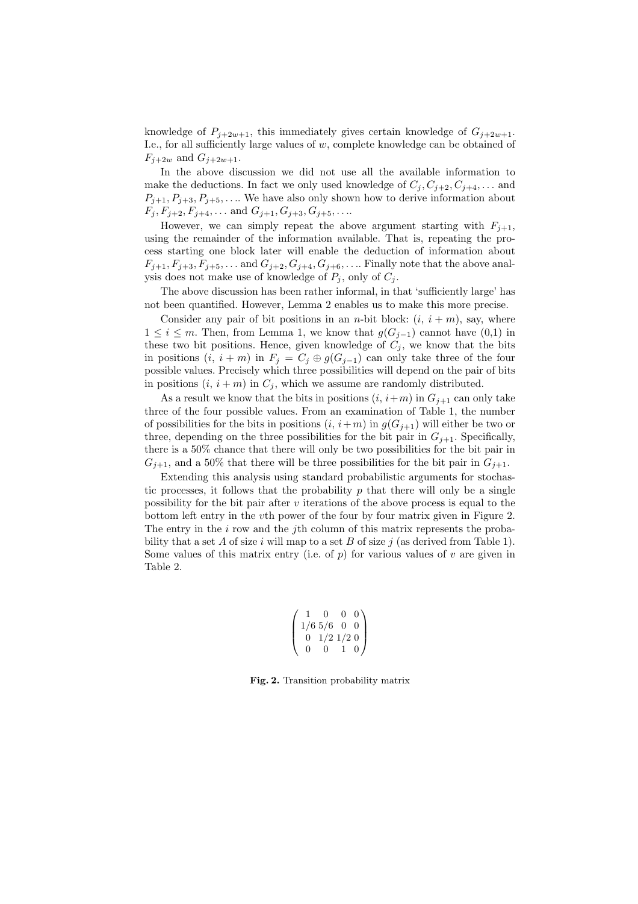knowledge of $P_{j+2w+1}$, this immediately gives certain knowledge of $G_{j+2w+1}$. I.e., for all sufficiently large values of $w$, complete knowledge can be obtained of $F_{j+2w}$ and $G_{j+2w+1}$.

In the above discussion we did not use all the available information to make the deductions. In fact we only used knowledge of $C_j, C_{j+2}, C_{j+4}, \ldots$ and $P_{j+1}, P_{j+3}, P_{j+5}, \ldots$. We have also only shown how to derive information about $F_j, F_{j+2}, F_{j+4}, \ldots$ and $G_{j+1}, G_{j+3}, G_{j+5}, \ldots$.

However, we can simply repeat the above argument starting with $F_{j+1}$, using the remainder of the information available. That is, repeating the process starting one block later will enable the deduction of information about $F_{j+1}, F_{j+3}, F_{j+5}, \ldots$ and $G_{j+2}, G_{j+4}, G_{j+6}, \ldots$. Finally note that the above analysis does not make use of knowledge of $P_j$, only of $C_j$.

The above discussion has been rather informal, in that 'sufficiently large' has not been quantified. However, Lemma 2 enables us to make this more precise.

Consider any pair of bit positions in an $n$-bit block: $(i,\ i+m)$, say, where $1 \leq i \leq m$. Then, from Lemma 1, we know that $g(G_{j-1})$ cannot have (0,1) in these two bit positions. Hence, given knowledge of $C_j$, we know that the bits in positions $(i,\ i+m)$ in $F_j = C_j \oplus g(G_{j-1})$ can only take three of the four possible values. Precisely which three possibilities will depend on the pair of bits in positions $(i,\ i+m)$ in $C_j$, which we assume are randomly distributed.

As a result we know that the bits in positions $(i, i+m)$ in $G_{j+1}$ can only take three of the four possible values. From an examination of Table 1, the number of possibilities for the bits in positions $(i, i+m)$ in $g(G_{j+1})$ will either be two or three, depending on the three possibilities for the bit pair in $G_{j+1}$. Specifically, there is a 50% chance that there will only be two possibilities for the bit pair in $G_{j+1}$, and a 50% that there will be three possibilities for the bit pair in $G_{j+1}$.

Extending this analysis using standard probabilistic arguments for stochastic processes, it follows that the probability $p$ that there will only be a single possibility for the bit pair after $v$ iterations of the above process is equal to the bottom left entry in the $v$th power of the four by four matrix given in Figure 2. The entry in the $i$ row and the $j$th column of this matrix represents the probability that a set $A$ of size $i$ will map to a set $B$ of size $j$ (as derived from Table 1). Some values of this matrix entry (i.e. of $p$) for various values of $v$ are given in Table 2.

$$\begin{pmatrix} 1 & 0 & 0 & 0 \\ 1/6 & 5/6 & 0 & 0 \\ 0 & 1/2 & 1/2 & 0 \\ 0 & 0 & 1 & 0 \end{pmatrix}$$

**Fig. 2.** Transition probability matrix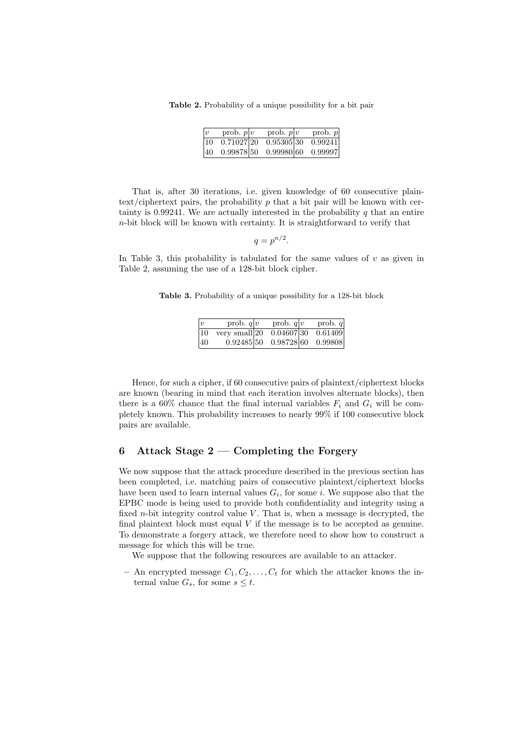**Table 2.** Probability of a unique possibility for a bit pair

| $v$ | prob. $p$ | $v$ | prob. $p$ | $v$ | prob. $p$ |
|---|---|---|---|---|---|
| 10 | 0.71027 | 20 | 0.95305 | 30 | 0.99241 |
| 40 | 0.99878 | 50 | 0.99980 | 60 | 0.99997 |

That is, after 30 iterations, i.e. given knowledge of 60 consecutive plaintext/ciphertext pairs, the probability $p$ that a bit pair will be known with certainty is 0.99241. We are actually interested in the probability $q$ that an entire $n$-bit block will be known with certainty. It is straightforward to verify that

$$q = p^{n/2}.$$

In Table 3, this probability is tabulated for the same values of $v$ as given in Table 2, assuming the use of a 128-bit block cipher.

**Table 3.** Probability of a unique possibility for a 128-bit block

| $v$ | prob. $q$ | $v$ | prob. $q$ | $v$ | prob. $q$ |
|---|---|---|---|---|---|
| 10 | very small | 20 | 0.04607 | 30 | 0.61409 |
| 40 | 0.92485 | 50 | 0.98728 | 60 | 0.99808 |

Hence, for such a cipher, if 60 consecutive pairs of plaintext/ciphertext blocks are known (bearing in mind that each iteration involves alternate blocks), then there is a 60% chance that the final internal variables $F_i$ and $G_i$ will be completely known. This probability increases to nearly 99% if 100 consecutive block pairs are available.

## 6 Attack Stage 2 — Completing the Forgery

We now suppose that the attack procedure described in the previous section has been completed, i.e. matching pairs of consecutive plaintext/ciphertext blocks have been used to learn internal values $G_i$, for some $i$. We suppose also that the EPBC mode is being used to provide both confidentiality and integrity using a fixed $n$-bit integrity control value $V$. That is, when a message is decrypted, the final plaintext block must equal $V$ if the message is to be accepted as genuine. To demonstrate a forgery attack, we therefore need to show how to construct a message for which this will be true.

We suppose that the following resources are available to an attacker.

- An encrypted message $C_1, C_2, \ldots, C_t$ for which the attacker knows the internal value $G_s$, for some $s \leq t$.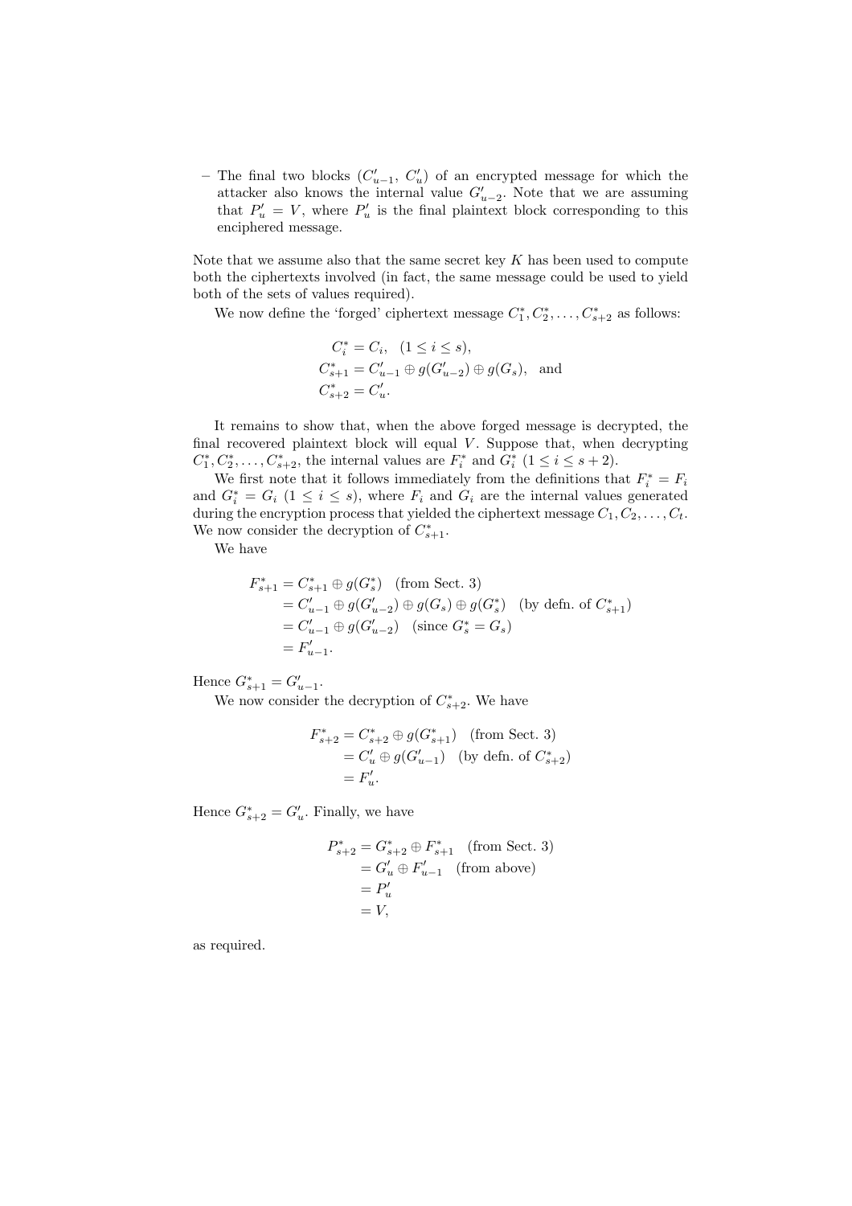– The final two blocks ($C'_{u-1}$, $C'_u$) of an encrypted message for which the attacker also knows the internal value $G'_{u-2}$. Note that we are assuming that $P'_u = V$, where $P'_u$ is the final plaintext block corresponding to this enciphered message.

Note that we assume also that the same secret key $K$ has been used to compute both the ciphertexts involved (in fact, the same message could be used to yield both of the sets of values required).

We now define the 'forged' ciphertext message $C^*_1, C^*_2, \ldots, C^*_{s+2}$ as follows:

$$
\begin{aligned}
C^*_i &= C_i, \quad (1 \leq i \leq s), \\
C^*_{s+1} &= C'_{u-1} \oplus g(G'_{u-2}) \oplus g(G_s), \quad \text{and} \\
C^*_{s+2} &= C'_u.
\end{aligned}
$$

It remains to show that, when the above forged message is decrypted, the final recovered plaintext block will equal $V$. Suppose that, when decrypting $C^*_1, C^*_2, \ldots, C^*_{s+2}$, the internal values are $F^*_i$ and $G^*_i$ $(1 \leq i \leq s+2)$.

We first note that it follows immediately from the definitions that $F^*_i = F_i$ and $G^*_i = G_i$ $(1 \leq i \leq s)$, where $F_i$ and $G_i$ are the internal values generated during the encryption process that yielded the ciphertext message $C_1, C_2, \ldots, C_t$. We now consider the decryption of $C^*_{s+1}$.

We have

$$
\begin{aligned}
F^*_{s+1} &= C^*_{s+1} \oplus g(G^*_s) \quad \text{(from Sect. 3)} \\
&= C'_{u-1} \oplus g(G'_{u-2}) \oplus g(G_s) \oplus g(G^*_s) \quad \text{(by defn. of } C^*_{s+1}) \\
&= C'_{u-1} \oplus g(G'_{u-2}) \quad (\text{since } G^*_s = G_s) \\
&= F'_{u-1}.
\end{aligned}
$$

Hence $G^*_{s+1} = G'_{u-1}$.

We now consider the decryption of $C^*_{s+2}$. We have

$$
\begin{aligned}
F^*_{s+2} &= C^*_{s+2} \oplus g(G^*_{s+1}) \quad \text{(from Sect. 3)} \\
&= C'_u \oplus g(G'_{u-1}) \quad \text{(by defn. of } C^*_{s+2}) \\
&= F'_u.
\end{aligned}
$$

Hence $G^*_{s+2} = G'_u$. Finally, we have

$$
\begin{aligned}
P^*_{s+2} &= G^*_{s+2} \oplus F^*_{s+1} \quad \text{(from Sect. 3)} \\
&= G'_u \oplus F'_{u-1} \quad \text{(from above)} \\
&= P'_u \\
&= V,
\end{aligned}
$$

as required.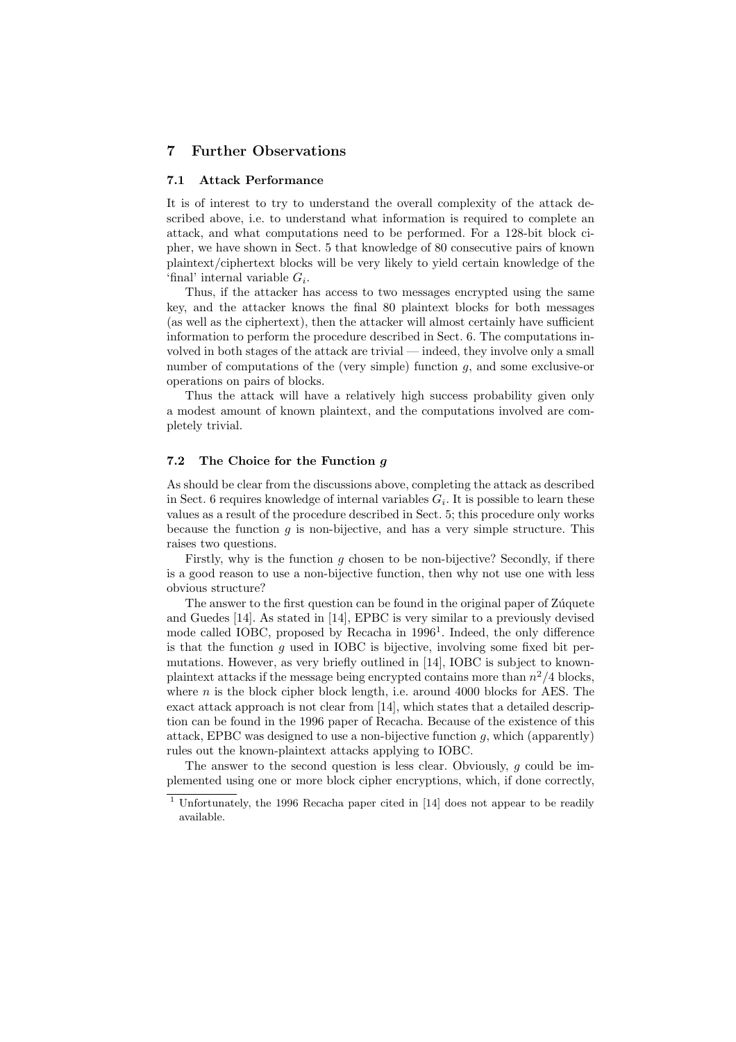## 7 Further Observations

### 7.1 Attack Performance

It is of interest to try to understand the overall complexity of the attack described above, i.e. to understand what information is required to complete an attack, and what computations need to be performed. For a 128-bit block cipher, we have shown in Sect. 5 that knowledge of 80 consecutive pairs of known plaintext/ciphertext blocks will be very likely to yield certain knowledge of the 'final' internal variable $G_i$.

Thus, if the attacker has access to two messages encrypted using the same key, and the attacker knows the final 80 plaintext blocks for both messages (as well as the ciphertext), then the attacker will almost certainly have sufficient information to perform the procedure described in Sect. 6. The computations involved in both stages of the attack are trivial — indeed, they involve only a small number of computations of the (very simple) function $g$, and some exclusive-or operations on pairs of blocks.

Thus the attack will have a relatively high success probability given only a modest amount of known plaintext, and the computations involved are completely trivial.

### 7.2 The Choice for the Function $g$

As should be clear from the discussions above, completing the attack as described in Sect. 6 requires knowledge of internal variables $G_i$. It is possible to learn these values as a result of the procedure described in Sect. 5; this procedure only works because the function $g$ is non-bijective, and has a very simple structure. This raises two questions.

Firstly, why is the function $g$ chosen to be non-bijective? Secondly, if there is a good reason to use a non-bijective function, then why not use one with less obvious structure?

The answer to the first question can be found in the original paper of Zúquete and Guedes [14]. As stated in [14], EPBC is very similar to a previously devised mode called IOBC, proposed by Recacha in 1996[1]. Indeed, the only difference is that the function $g$ used in IOBC is bijective, involving some fixed bit permutations. However, as very briefly outlined in [14], IOBC is subject to known-plaintext attacks if the message being encrypted contains more than $n^2/4$ blocks, where $n$ is the block cipher block length, i.e. around 4000 blocks for AES. The exact attack approach is not clear from [14], which states that a detailed description can be found in the 1996 paper of Recacha. Because of the existence of this attack, EPBC was designed to use a non-bijective function $g$, which (apparently) rules out the known-plaintext attacks applying to IOBC.

The answer to the second question is less clear. Obviously, $g$ could be implemented using one or more block cipher encryptions, which, if done correctly,

[1] Unfortunately, the 1996 Recacha paper cited in [14] does not appear to be readily available.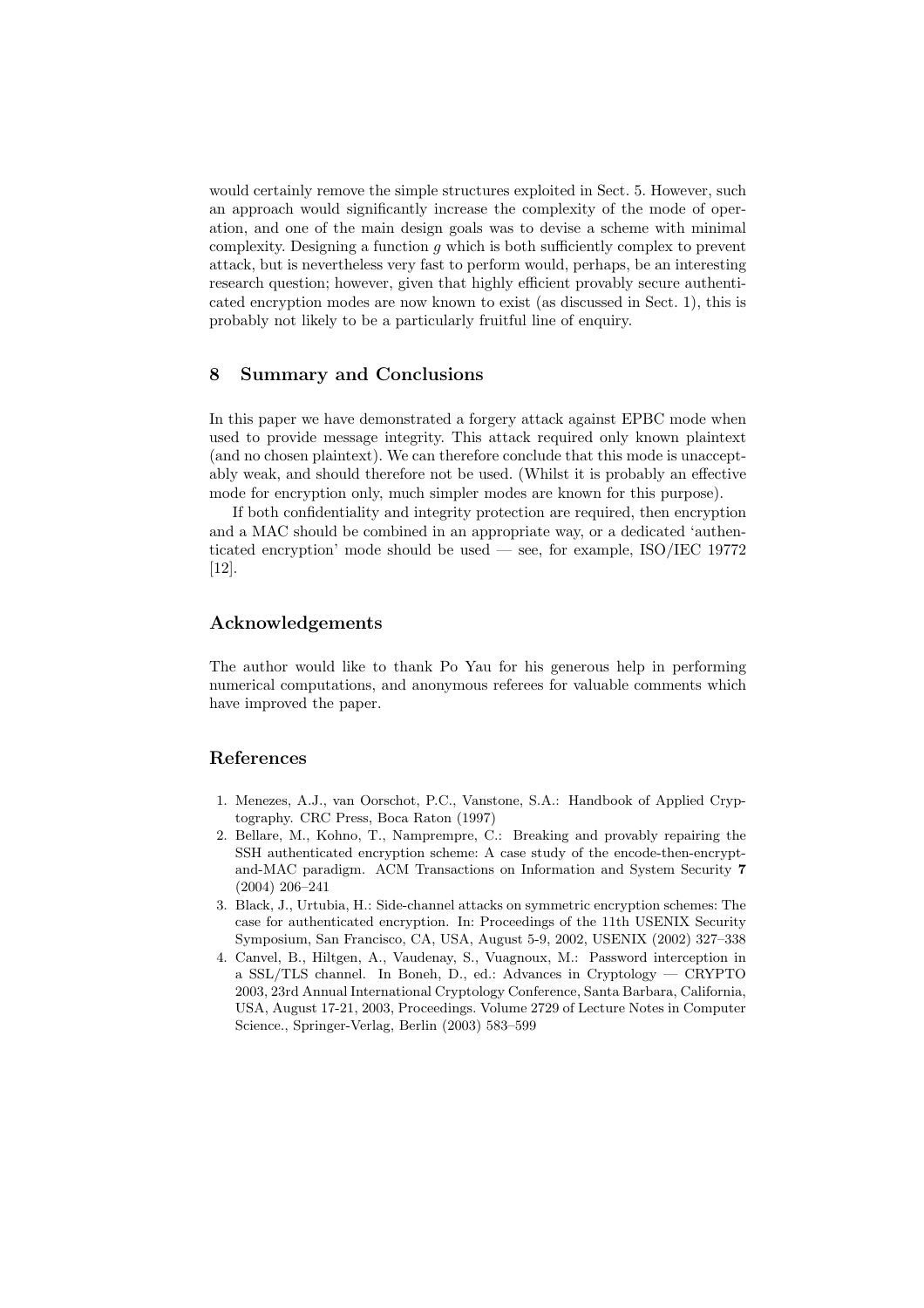would certainly remove the simple structures exploited in Sect. 5. However, such an approach would significantly increase the complexity of the mode of operation, and one of the main design goals was to devise a scheme with minimal complexity. Designing a function $g$ which is both sufficiently complex to prevent attack, but is nevertheless very fast to perform would, perhaps, be an interesting research question; however, given that highly efficient provably secure authenticated encryption modes are now known to exist (as discussed in Sect. 1), this is probably not likely to be a particularly fruitful line of enquiry.

## 8 Summary and Conclusions

In this paper we have demonstrated a forgery attack against EPBC mode when used to provide message integrity. This attack required only known plaintext (and no chosen plaintext). We can therefore conclude that this mode is unacceptably weak, and should therefore not be used. (Whilst it is probably an effective mode for encryption only, much simpler modes are known for this purpose).

If both confidentiality and integrity protection are required, then encryption and a MAC should be combined in an appropriate way, or a dedicated 'authenticated encryption' mode should be used — see, for example, ISO/IEC 19772 [12].

## Acknowledgements

The author would like to thank Po Yau for his generous help in performing numerical computations, and anonymous referees for valuable comments which have improved the paper.

## References

1. Menezes, A.J., van Oorschot, P.C., Vanstone, S.A.: Handbook of Applied Cryptography. CRC Press, Boca Raton (1997)
2. Bellare, M., Kohno, T., Namprempre, C.: Breaking and provably repairing the SSH authenticated encryption scheme: A case study of the encode-then-encrypt-and-MAC paradigm. ACM Transactions on Information and System Security **7** (2004) 206–241
3. Black, J., Urtubia, H.: Side-channel attacks on symmetric encryption schemes: The case for authenticated encryption. In: Proceedings of the 11th USENIX Security Symposium, San Francisco, CA, USA, August 5-9, 2002, USENIX (2002) 327–338
4. Canvel, B., Hiltgen, A., Vaudenay, S., Vuagnoux, M.: Password interception in a SSL/TLS channel. In Boneh, D., ed.: Advances in Cryptology — CRYPTO 2003, 23rd Annual International Cryptology Conference, Santa Barbara, California, USA, August 17-21, 2003, Proceedings. Volume 2729 of Lecture Notes in Computer Science., Springer-Verlag, Berlin (2003) 583–599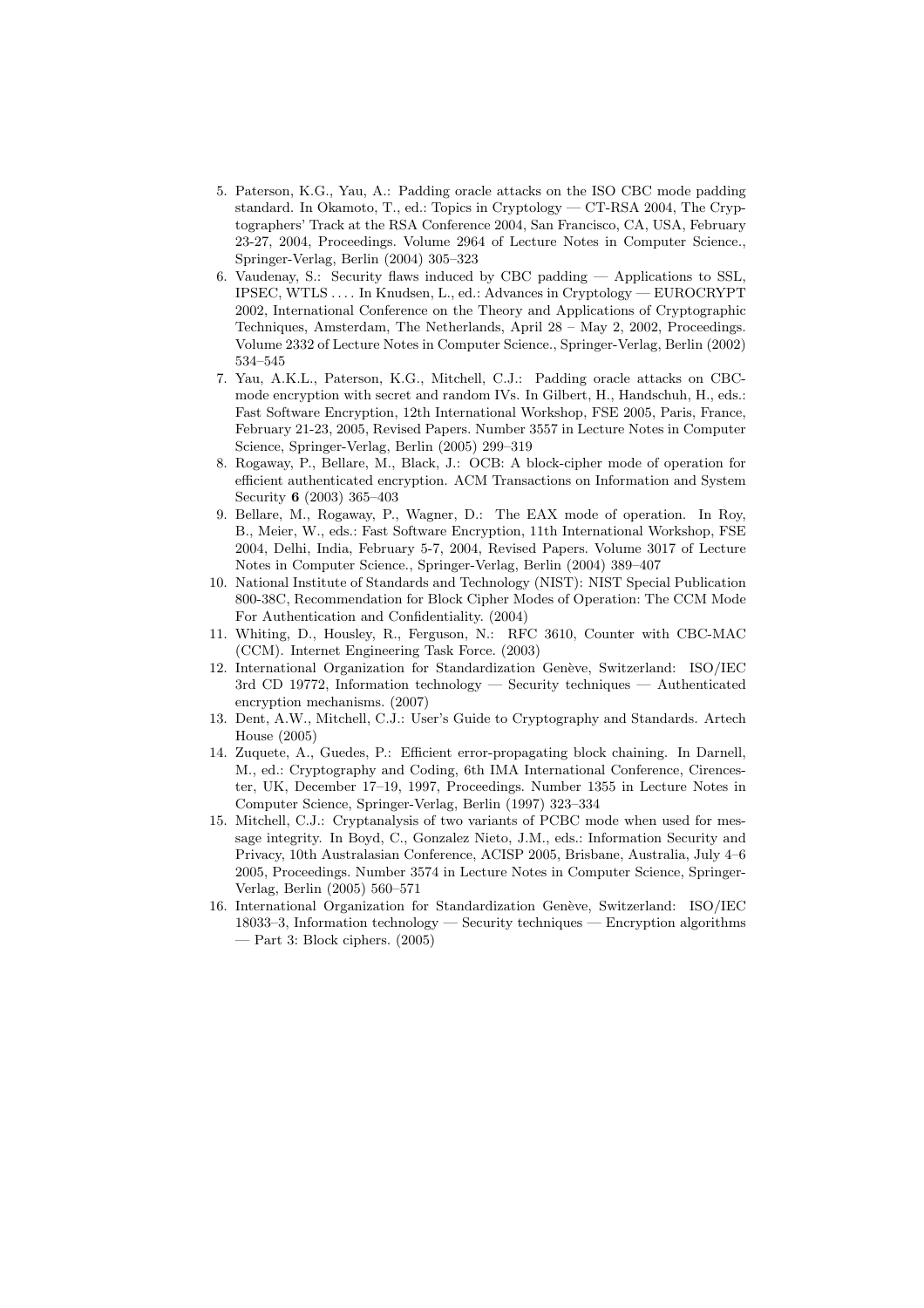5. Paterson, K.G., Yau, A.: Padding oracle attacks on the ISO CBC mode padding standard. In Okamoto, T., ed.: Topics in Cryptology — CT-RSA 2004, The Cryptographers' Track at the RSA Conference 2004, San Francisco, CA, USA, February 23-27, 2004, Proceedings. Volume 2964 of Lecture Notes in Computer Science., Springer-Verlag, Berlin (2004) 305–323
6. Vaudenay, S.: Security flaws induced by CBC padding — Applications to SSL, IPSEC, WTLS . . . . In Knudsen, L., ed.: Advances in Cryptology — EUROCRYPT 2002, International Conference on the Theory and Applications of Cryptographic Techniques, Amsterdam, The Netherlands, April 28 – May 2, 2002, Proceedings. Volume 2332 of Lecture Notes in Computer Science., Springer-Verlag, Berlin (2002) 534–545
7. Yau, A.K.L., Paterson, K.G., Mitchell, C.J.: Padding oracle attacks on CBC-mode encryption with secret and random IVs. In Gilbert, H., Handschuh, H., eds.: Fast Software Encryption, 12th International Workshop, FSE 2005, Paris, France, February 21-23, 2005, Revised Papers. Number 3557 in Lecture Notes in Computer Science, Springer-Verlag, Berlin (2005) 299–319
8. Rogaway, P., Bellare, M., Black, J.: OCB: A block-cipher mode of operation for efficient authenticated encryption. ACM Transactions on Information and System Security **6** (2003) 365–403
9. Bellare, M., Rogaway, P., Wagner, D.: The EAX mode of operation. In Roy, B., Meier, W., eds.: Fast Software Encryption, 11th International Workshop, FSE 2004, Delhi, India, February 5-7, 2004, Revised Papers. Volume 3017 of Lecture Notes in Computer Science., Springer-Verlag, Berlin (2004) 389–407
10. National Institute of Standards and Technology (NIST): NIST Special Publication 800-38C, Recommendation for Block Cipher Modes of Operation: The CCM Mode For Authentication and Confidentiality. (2004)
11. Whiting, D., Housley, R., Ferguson, N.: RFC 3610, Counter with CBC-MAC (CCM). Internet Engineering Task Force. (2003)
12. International Organization for Standardization Genève, Switzerland: ISO/IEC 3rd CD 19772, Information technology — Security techniques — Authenticated encryption mechanisms. (2007)
13. Dent, A.W., Mitchell, C.J.: User's Guide to Cryptography and Standards. Artech House (2005)
14. Zuquete, A., Guedes, P.: Efficient error-propagating block chaining. In Darnell, M., ed.: Cryptography and Coding, 6th IMA International Conference, Cirencester, UK, December 17–19, 1997, Proceedings. Number 1355 in Lecture Notes in Computer Science, Springer-Verlag, Berlin (1997) 323–334
15. Mitchell, C.J.: Cryptanalysis of two variants of PCBC mode when used for message integrity. In Boyd, C., Gonzalez Nieto, J.M., eds.: Information Security and Privacy, 10th Australasian Conference, ACISP 2005, Brisbane, Australia, July 4–6 2005, Proceedings. Number 3574 in Lecture Notes in Computer Science, Springer-Verlag, Berlin (2005) 560–571
16. International Organization for Standardization Genève, Switzerland: ISO/IEC 18033–3, Information technology — Security techniques — Encryption algorithms — Part 3: Block ciphers. (2005)